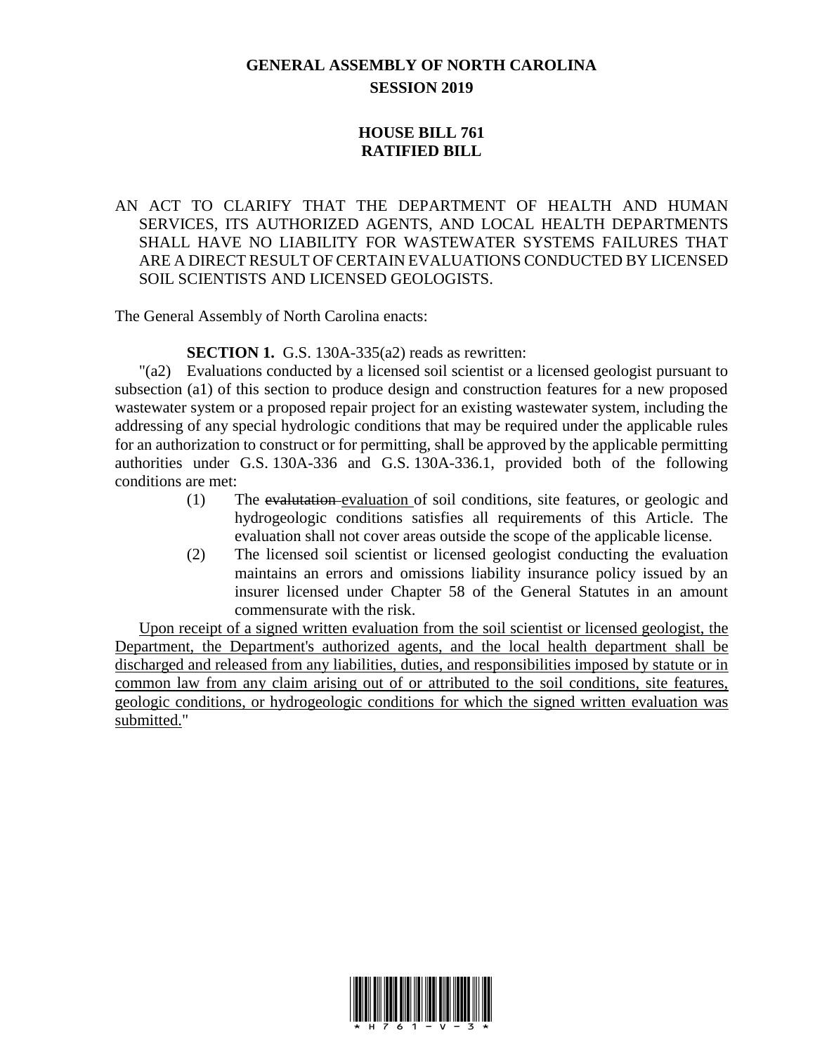# GENERAL ASSEMBLY OF NORTH CAROLINA
## SESSION 2019

## HOUSE BILL 761
## RATIFIED BILL

AN ACT TO CLARIFY THAT THE DEPARTMENT OF HEALTH AND HUMAN SERVICES, ITS AUTHORIZED AGENTS, AND LOCAL HEALTH DEPARTMENTS SHALL HAVE NO LIABILITY FOR WASTEWATER SYSTEMS FAILURES THAT ARE A DIRECT RESULT OF CERTAIN EVALUATIONS CONDUCTED BY LICENSED SOIL SCIENTISTS AND LICENSED GEOLOGISTS.

The General Assembly of North Carolina enacts:

**SECTION 1.** G.S. 130A-335(a2) reads as rewritten:

"(a2) Evaluations conducted by a licensed soil scientist or a licensed geologist pursuant to subsection (a1) of this section to produce design and construction features for a new proposed wastewater system or a proposed repair project for an existing wastewater system, including the addressing of any special hydrologic conditions that may be required under the applicable rules for an authorization to construct or for permitting, shall be approved by the applicable permitting authorities under G.S. 130A-336 and G.S. 130A-336.1, provided both of the following conditions are met:

(1) The ~~evalutation~~ evaluation of soil conditions, site features, or geologic and hydrogeologic conditions satisfies all requirements of this Article. The evaluation shall not cover areas outside the scope of the applicable license.

(2) The licensed soil scientist or licensed geologist conducting the evaluation maintains an errors and omissions liability insurance policy issued by an insurer licensed under Chapter 58 of the General Statutes in an amount commensurate with the risk.

Upon receipt of a signed written evaluation from the soil scientist or licensed geologist, the Department, the Department's authorized agents, and the local health department shall be discharged and released from any liabilities, duties, and responsibilities imposed by statute or in common law from any claim arising out of or attributed to the soil conditions, site features, geologic conditions, or hydrogeologic conditions for which the signed written evaluation was submitted."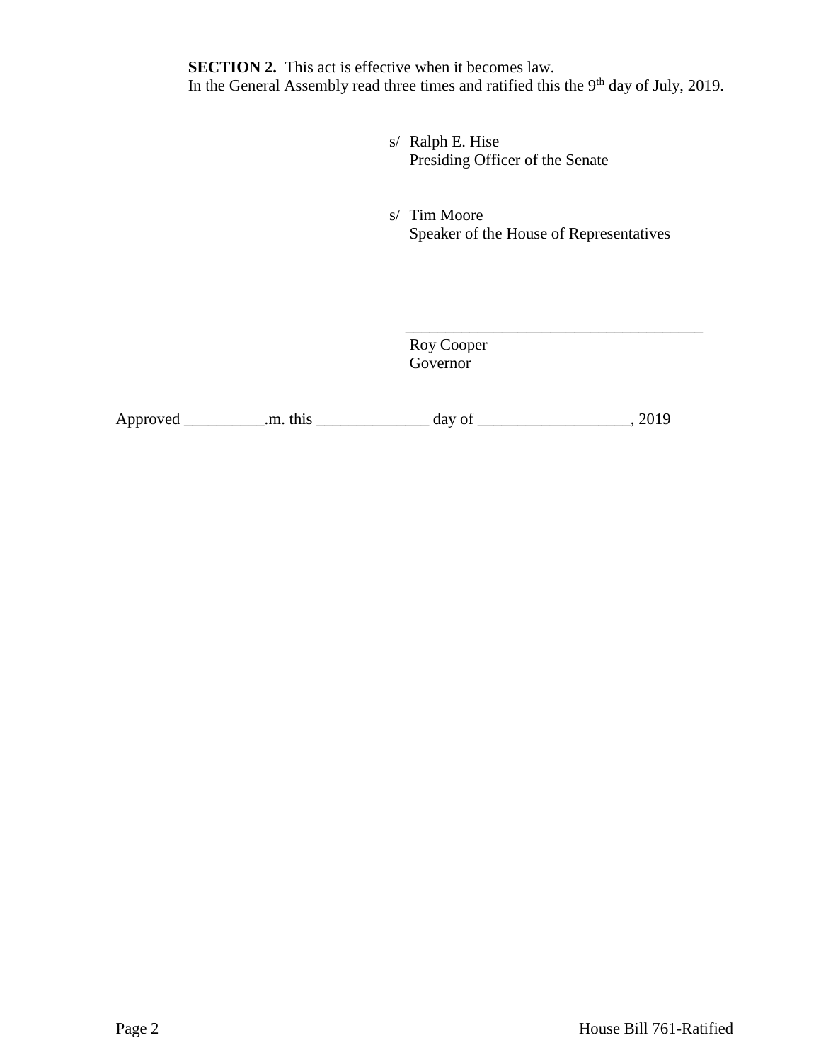**SECTION 2.** This act is effective when it becomes law.

In the General Assembly read three times and ratified this the 9th day of July, 2019.

s/ Ralph E. Hise
Presiding Officer of the Senate

s/ Tim Moore
Speaker of the House of Representatives

\_\_\_\_\_\_\_\_\_\_\_\_\_\_\_\_\_\_\_\_\_\_\_\_\_\_\_\_\_\_\_\_\_\_\_\_\_\_\_\_
Roy Cooper
Governor

Approved \_\_\_\_\_\_\_\_\_\_.m. this \_\_\_\_\_\_\_\_\_\_\_\_\_\_ day of \_\_\_\_\_\_\_\_\_\_\_\_\_\_\_\_\_\_\_, 2019